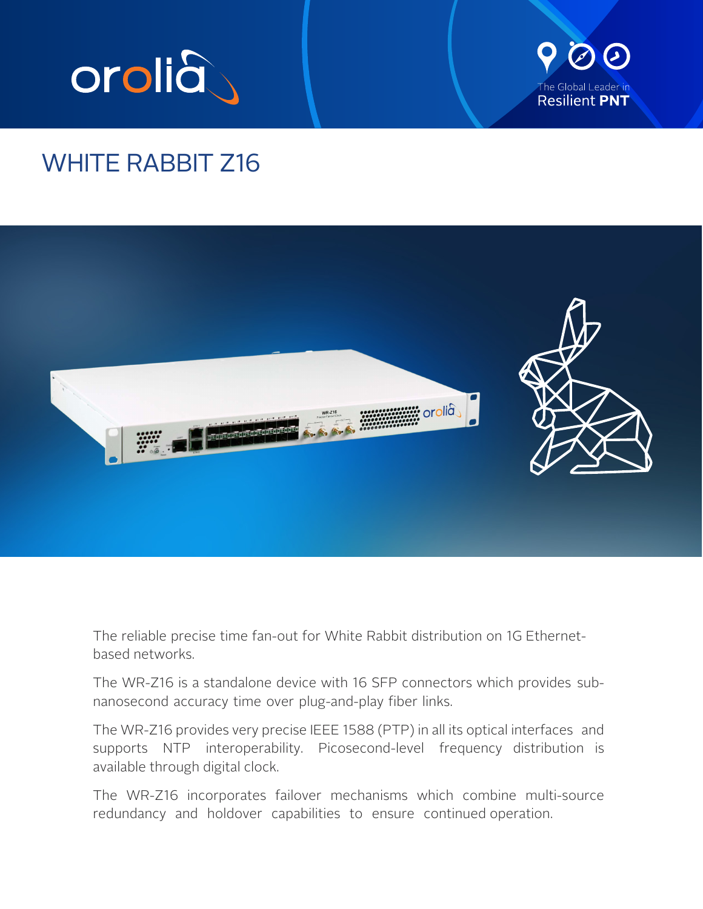# WHITE RABBIT Z16

The reliable precise time fan-out for White Rabbit distribution on 1G Ethernet-based networks.

The WR-Z16 is a standalone device with 16 SFP connectors which provides sub-nanosecond accuracy time over plug-and-play fiber links.

The WR-Z16 provides very precise IEEE 1588 (PTP) in all its optical interfaces and supports NTP interoperability. Picosecond-level frequency distribution is available through digital clock.

The WR-Z16 incorporates failover mechanisms which combine multi-source redundancy and holdover capabilities to ensure continued operation.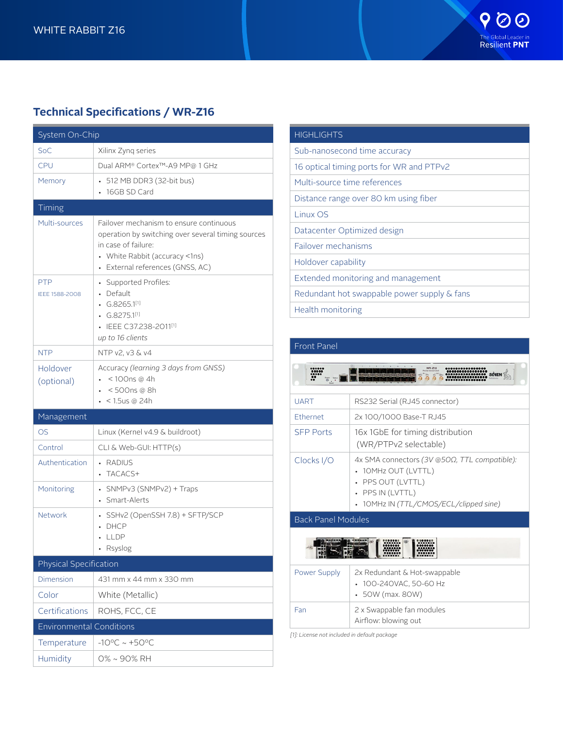## Technical Specifications / WR-Z16

| System On-Chip | |
|---|---|
| SoC | Xilinx Zynq series |
| CPU | Dual ARM® Cortex™-A9 MP@ 1 GHz |
| Memory | • 512 MB DDR3 (32-bit bus)<br>• 16GB SD Card |
| **Timing** | |
| Multi-sources | Failover mechanism to ensure continuous operation by switching over several timing sources in case of failure:<br>• White Rabbit (accuracy <1ns)<br>• External references (GNSS, AC) |
| PTP<br>IEEE 1588-2008 | • Supported Profiles:<br>• Default<br>• G.8265.1[1]<br>• G.8275.1[1]<br>• IEEE C37.238-2011[1]<br>*up to 16 clients* |
| NTP | NTP v2, v3 & v4 |
| Holdover (optional) | Accuracy *(learning 3 days from GNSS)*<br>• < 100ns @ 4h<br>• < 500ns @ 8h<br>• < 1.5us @ 24h |
| **Management** | |
| OS | Linux (Kernel v4.9 & buildroot) |
| Control | CLI & Web-GUI: HTTP(s) |
| Authentication | • RADIUS<br>• TACACS+ |
| Monitoring | • SNMPv3 (SNMPv2) + Traps<br>• Smart-Alerts |
| Network | • SSHv2 (OpenSSH 7.8) + SFTP/SCP<br>• DHCP<br>• LLDP<br>• Rsyslog |
| **Physical Specification** | |
| Dimension | 431 mm x 44 mm x 330 mm |
| Color | White (Metallic) |
| Certifications | ROHS, FCC, CE |
| **Environmental Conditions** | |
| Temperature | -10ºC ~ +50ºC |
| Humidity | 0% ~ 90% RH |

| HIGHLIGHTS |
|---|
| Sub-nanosecond time accuracy |
| 16 optical timing ports for WR and PTPv2 |
| Multi-source time references |
| Distance range over 80 km using fiber |
| Linux OS |
| Datacenter Optimized design |
| Failover mechanisms |
| Holdover capability |
| Extended monitoring and management |
| Redundant hot swappable power supply & fans |
| Health monitoring |

| Front Panel | |
|---|---|
| UART | RS232 Serial (RJ45 connector) |
| Ethernet | 2x 100/1000 Base-T RJ45 |
| SFP Ports | 16x 1GbE for timing distribution (WR/PTPv2 selectable) |
| Clocks I/O | 4x SMA connectors *(3V @50Ω, TTL compatible)*:<br>• 10MHz OUT (LVTTL)<br>• PPS OUT (LVTTL)<br>• PPS IN (LVTTL)<br>• 10MHz IN *(TTL/CMOS/ECL/clipped sine)* |
| **Back Panel Modules** | |
| Power Supply | 2x Redundant & Hot-swappable<br>• 100-240VAC, 50-60 Hz<br>• 50W (max. 80W) |
| Fan | 2 x Swappable fan modules<br>Airflow: blowing out |

*[1]: License not included in default package*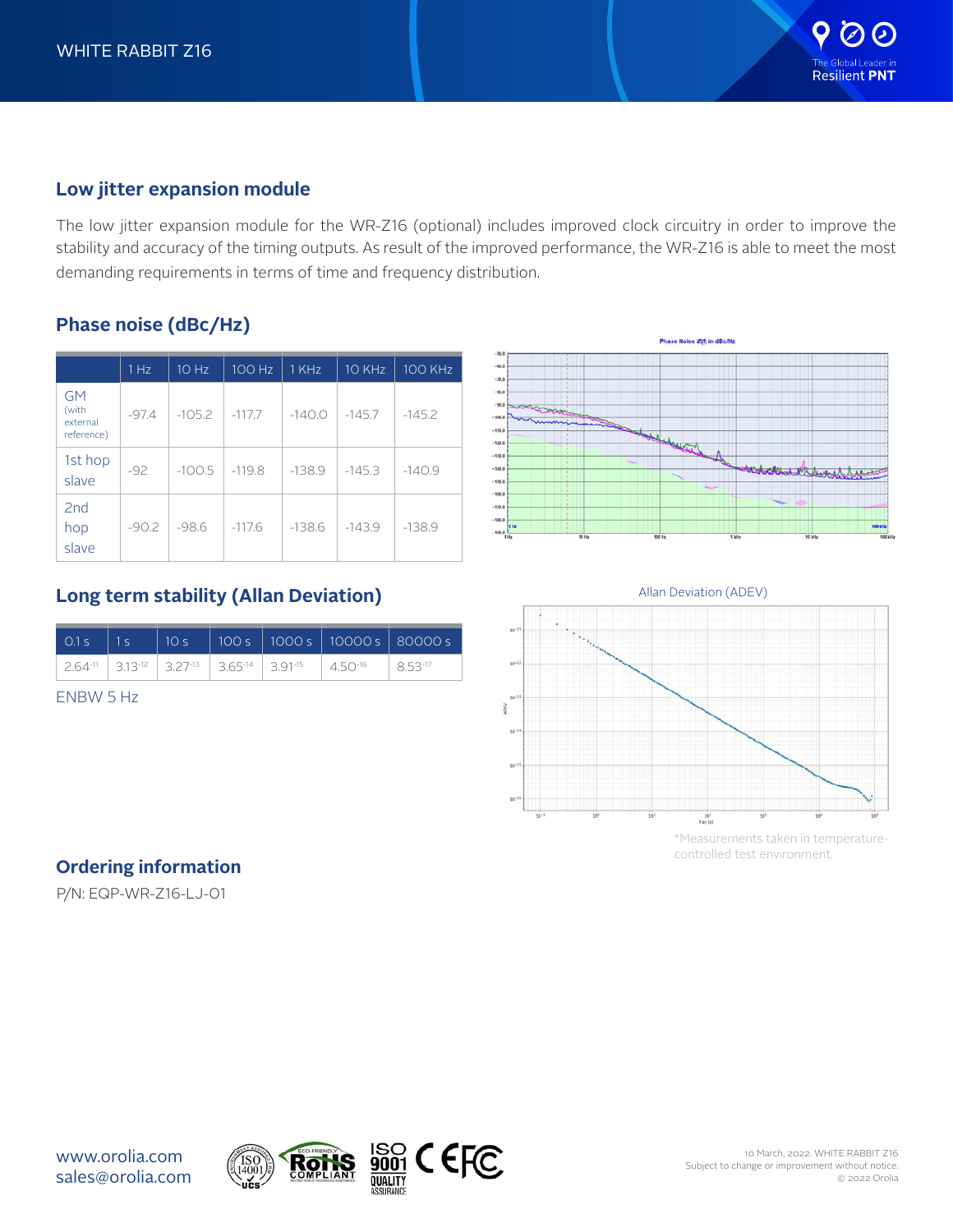## Low jitter expansion module

The low jitter expansion module for the WR-Z16 (optional) includes improved clock circuitry in order to improve the stability and accuracy of the timing outputs. As result of the improved performance, the WR-Z16 is able to meet the most demanding requirements in terms of time and frequency distribution.

## Phase noise (dBc/Hz)

| | 1 Hz | 10 Hz | 100 Hz | 1 KHz | 10 KHz | 100 KHz |
|---|---|---|---|---|---|---|
| GM (with external reference) | -97.4 | -105.2 | -117.7 | -140.0 | -145.7 | -145.2 |
| 1st hop slave | -92 | -100.5 | -119.8 | -138.9 | -145.3 | -140.9 |
| 2nd hop slave | -90.2 | -98.6 | -117.6 | -138.6 | -143.9 | -138.9 |

Phase Noise ℒ(f) in dBc/Hz

## Long term stability (Allan Deviation)

| 0.1 s | 1 s | 10 s | 100 s | 1000 s | 10000 s | 80000 s |
|---|---|---|---|---|---|---|
| $2.64^{-11}$ | $3.13^{-12}$ | $3.27^{-13}$ | $3.65^{-14}$ | $3.91^{-15}$ | $4.50^{-16}$ | $8.53^{-17}$ |

ENBW 5 Hz

Allan Deviation (ADEV)

*Measurements taken in temperature-controlled test environment.

## Ordering information

P/N: EQP-WR-Z16-LJ-01

www.orolia.com
sales@orolia.com

10 March, 2022. WHITE RABBIT Z16
Subject to change or improvement without notice.
© 2022 Orolia